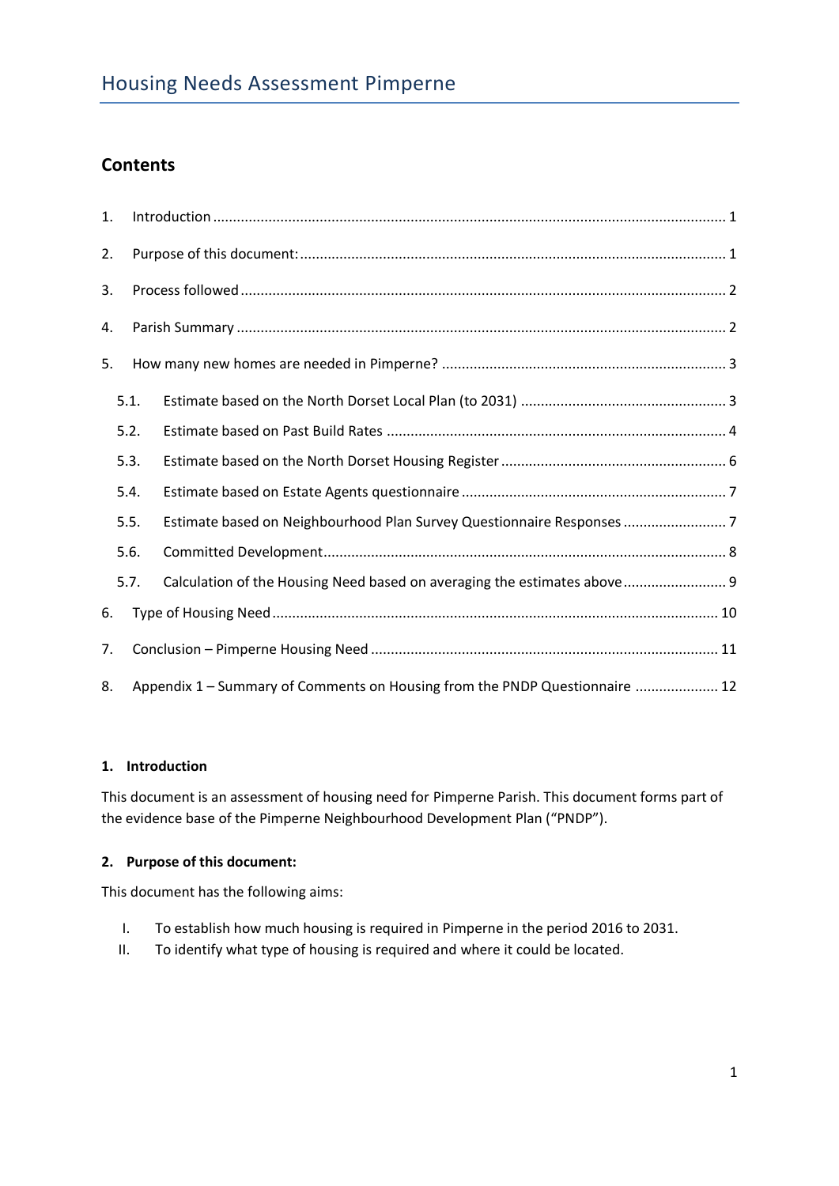# Housing Needs Assessment Pimperne

## Contents

1. Introduction ........ 1
2. Purpose of this document: ........ 1
3. Process followed ........ 2
4. Parish Summary ........ 2
5. How many new homes are needed in Pimperne? ........ 3
   - 5.1. Estimate based on the North Dorset Local Plan (to 2031) ........ 3
   - 5.2. Estimate based on Past Build Rates ........ 4
   - 5.3. Estimate based on the North Dorset Housing Register ........ 6
   - 5.4. Estimate based on Estate Agents questionnaire ........ 7
   - 5.5. Estimate based on Neighbourhood Plan Survey Questionnaire Responses ........ 7
   - 5.6. Committed Development ........ 8
   - 5.7. Calculation of the Housing Need based on averaging the estimates above ........ 9
6. Type of Housing Need ........ 10
7. Conclusion – Pimperne Housing Need ........ 11
8. Appendix 1 – Summary of Comments on Housing from the PNDP Questionnaire ........ 12

### 1. Introduction

This document is an assessment of housing need for Pimperne Parish. This document forms part of the evidence base of the Pimperne Neighbourhood Development Plan ("PNDP").

### 2. Purpose of this document:

This document has the following aims:

- I. To establish how much housing is required in Pimperne in the period 2016 to 2031.
- II. To identify what type of housing is required and where it could be located.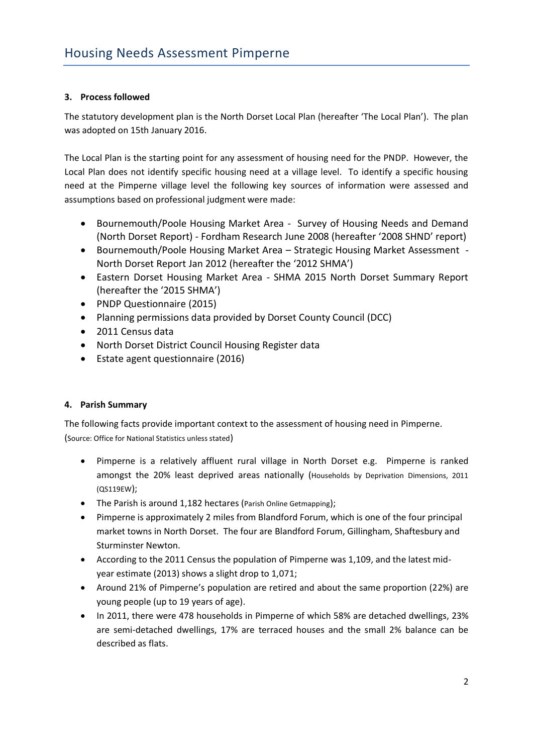### 3. Process followed

The statutory development plan is the North Dorset Local Plan (hereafter 'The Local Plan'). The plan was adopted on 15th January 2016.

The Local Plan is the starting point for any assessment of housing need for the PNDP. However, the Local Plan does not identify specific housing need at a village level. To identify a specific housing need at the Pimperne village level the following key sources of information were assessed and assumptions based on professional judgment were made:

- Bournemouth/Poole Housing Market Area - Survey of Housing Needs and Demand (North Dorset Report) - Fordham Research June 2008 (hereafter '2008 SHND' report)
- Bournemouth/Poole Housing Market Area – Strategic Housing Market Assessment - North Dorset Report Jan 2012 (hereafter the '2012 SHMA')
- Eastern Dorset Housing Market Area - SHMA 2015 North Dorset Summary Report (hereafter the '2015 SHMA')
- PNDP Questionnaire (2015)
- Planning permissions data provided by Dorset County Council (DCC)
- 2011 Census data
- North Dorset District Council Housing Register data
- Estate agent questionnaire (2016)

### 4. Parish Summary

The following facts provide important context to the assessment of housing need in Pimperne. (Source: Office for National Statistics unless stated)

- Pimperne is a relatively affluent rural village in North Dorset e.g. Pimperne is ranked amongst the 20% least deprived areas nationally (Households by Deprivation Dimensions, 2011 (QS119EW);
- The Parish is around 1,182 hectares (Parish Online Getmapping);
- Pimperne is approximately 2 miles from Blandford Forum, which is one of the four principal market towns in North Dorset. The four are Blandford Forum, Gillingham, Shaftesbury and Sturminster Newton.
- According to the 2011 Census the population of Pimperne was 1,109, and the latest mid-year estimate (2013) shows a slight drop to 1,071;
- Around 21% of Pimperne's population are retired and about the same proportion (22%) are young people (up to 19 years of age).
- In 2011, there were 478 households in Pimperne of which 58% are detached dwellings, 23% are semi-detached dwellings, 17% are terraced houses and the small 2% balance can be described as flats.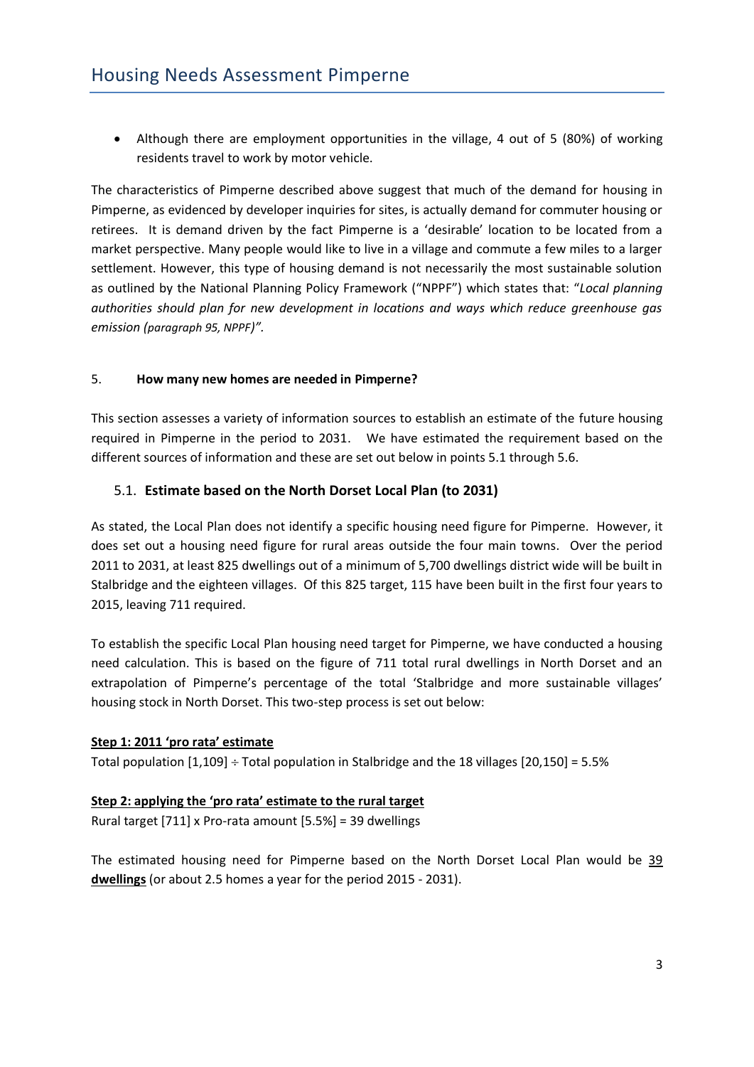- Although there are employment opportunities in the village, 4 out of 5 (80%) of working residents travel to work by motor vehicle.

The characteristics of Pimperne described above suggest that much of the demand for housing in Pimperne, as evidenced by developer inquiries for sites, is actually demand for commuter housing or retirees. It is demand driven by the fact Pimperne is a 'desirable' location to be located from a market perspective. Many people would like to live in a village and commute a few miles to a larger settlement. However, this type of housing demand is not necessarily the most sustainable solution as outlined by the National Planning Policy Framework ("NPPF") which states that: "*Local planning authorities should plan for new development in locations and ways which reduce greenhouse gas emission (paragraph 95, NPPF)"*.

## 5. How many new homes are needed in Pimperne?

This section assesses a variety of information sources to establish an estimate of the future housing required in Pimperne in the period to 2031. We have estimated the requirement based on the different sources of information and these are set out below in points 5.1 through 5.6.

### 5.1. Estimate based on the North Dorset Local Plan (to 2031)

As stated, the Local Plan does not identify a specific housing need figure for Pimperne. However, it does set out a housing need figure for rural areas outside the four main towns. Over the period 2011 to 2031, at least 825 dwellings out of a minimum of 5,700 dwellings district wide will be built in Stalbridge and the eighteen villages. Of this 825 target, 115 have been built in the first four years to 2015, leaving 711 required.

To establish the specific Local Plan housing need target for Pimperne, we have conducted a housing need calculation. This is based on the figure of 711 total rural dwellings in North Dorset and an extrapolation of Pimperne's percentage of the total 'Stalbridge and more sustainable villages' housing stock in North Dorset. This two-step process is set out below:

**Step 1: 2011 'pro rata' estimate**

Total population [1,109] ÷ Total population in Stalbridge and the 18 villages [20,150] = 5.5%

**Step 2: applying the 'pro rata' estimate to the rural target**

Rural target [711] x Pro-rata amount [5.5%] = 39 dwellings

The estimated housing need for Pimperne based on the North Dorset Local Plan would be **39 dwellings** (or about 2.5 homes a year for the period 2015 - 2031).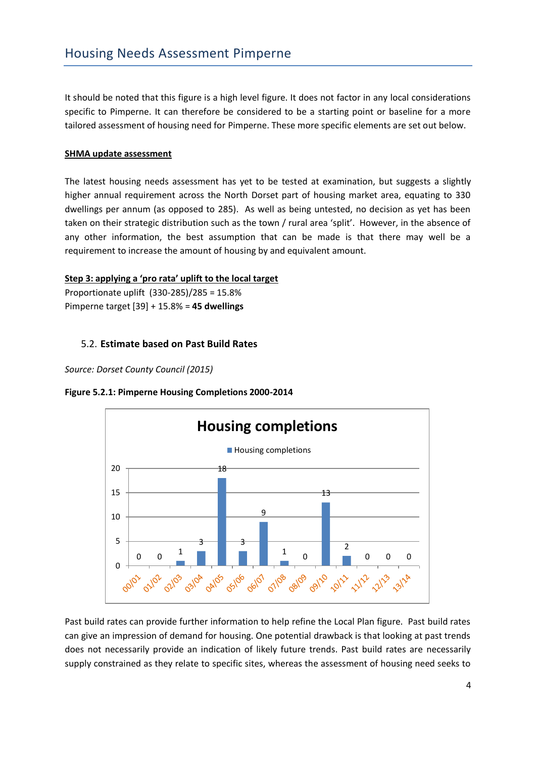It should be noted that this figure is a high level figure. It does not factor in any local considerations specific to Pimperne. It can therefore be considered to be a starting point or baseline for a more tailored assessment of housing need for Pimperne. These more specific elements are set out below.

**SHMA update assessment**

The latest housing needs assessment has yet to be tested at examination, but suggests a slightly higher annual requirement across the North Dorset part of housing market area, equating to 330 dwellings per annum (as opposed to 285). As well as being untested, no decision as yet has been taken on their strategic distribution such as the town / rural area 'split'. However, in the absence of any other information, the best assumption that can be made is that there may well be a requirement to increase the amount of housing by and equivalent amount.

**Step 3: applying a 'pro rata' uplift to the local target**

Proportionate uplift (330-285)/285 = 15.8%

Pimperne target [39] + 15.8% = **45 dwellings**

## 5.2. Estimate based on Past Build Rates

*Source: Dorset County Council (2015)*

**Figure 5.2.1: Pimperne Housing Completions 2000-2014**

| Year | Housing completions |
|---|---|
| 00/01 | 0 |
| 01/02 | 0 |
| 02/03 | 1 |
| 03/04 | 3 |
| 04/05 | 18 |
| 05/06 | 3 |
| 06/07 | 9 |
| 07/08 | 1 |
| 08/09 | 0 |
| 09/10 | 13 |
| 10/11 | 2 |
| 11/12 | 0 |
| 12/13 | 0 |
| 13/14 | 0 |

Past build rates can provide further information to help refine the Local Plan figure. Past build rates can give an impression of demand for housing. One potential drawback is that looking at past trends does not necessarily provide an indication of likely future trends. Past build rates are necessarily supply constrained as they relate to specific sites, whereas the assessment of housing need seeks to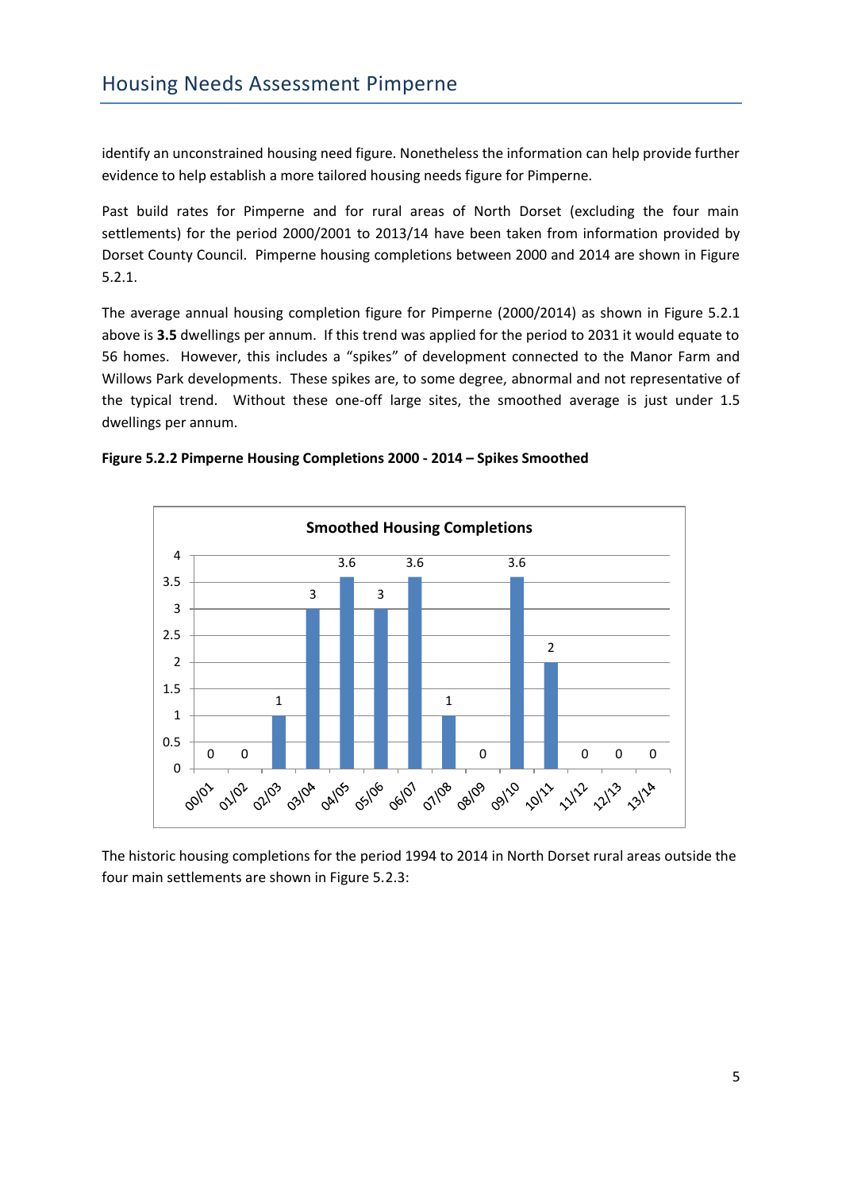identify an unconstrained housing need figure. Nonetheless the information can help provide further evidence to help establish a more tailored housing needs figure for Pimperne.

Past build rates for Pimperne and for rural areas of North Dorset (excluding the four main settlements) for the period 2000/2001 to 2013/14 have been taken from information provided by Dorset County Council. Pimperne housing completions between 2000 and 2014 are shown in Figure 5.2.1.

The average annual housing completion figure for Pimperne (2000/2014) as shown in Figure 5.2.1 above is **3.5** dwellings per annum. If this trend was applied for the period to 2031 it would equate to 56 homes. However, this includes a "spikes" of development connected to the Manor Farm and Willows Park developments. These spikes are, to some degree, abnormal and not representative of the typical trend. Without these one-off large sites, the smoothed average is just under 1.5 dwellings per annum.

**Figure 5.2.2 Pimperne Housing Completions 2000 - 2014 – Spikes Smoothed**

**Smoothed Housing Completions**

| Year | Completions |
|---|---|
| 00/01 | 0 |
| 01/02 | 0 |
| 02/03 | 1 |
| 03/04 | 3 |
| 04/05 | 3.6 |
| 05/06 | 3 |
| 06/07 | 3.6 |
| 07/08 | 1 |
| 08/09 | 0 |
| 09/10 | 3.6 |
| 10/11 | 2 |
| 11/12 | 0 |
| 12/13 | 0 |
| 13/14 | 0 |

The historic housing completions for the period 1994 to 2014 in North Dorset rural areas outside the four main settlements are shown in Figure 5.2.3: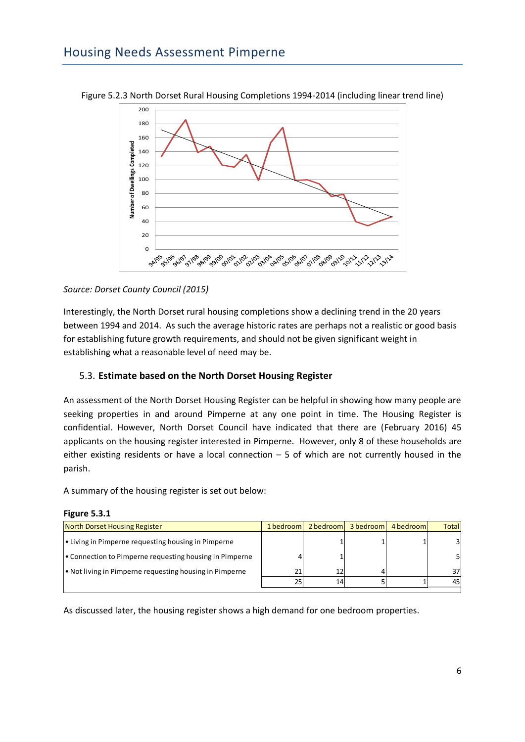Figure 5.2.3 North Dorset Rural Housing Completions 1994-2014 (including linear trend line)

*Source: Dorset County Council (2015)*

Interestingly, the North Dorset rural housing completions show a declining trend in the 20 years between 1994 and 2014. As such the average historic rates are perhaps not a realistic or good basis for establishing future growth requirements, and should not be given significant weight in establishing what a reasonable level of need may be.

## 5.3. Estimate based on the North Dorset Housing Register

An assessment of the North Dorset Housing Register can be helpful in showing how many people are seeking properties in and around Pimperne at any one point in time. The Housing Register is confidential. However, North Dorset Council have indicated that there are (February 2016) 45 applicants on the housing register interested in Pimperne. However, only 8 of these households are either existing residents or have a local connection – 5 of which are not currently housed in the parish.

A summary of the housing register is set out below:

**Figure 5.3.1**

| North Dorset Housing Register | 1 bedroom | 2 bedroom | 3 bedroom | 4 bedroom | Total |
|---|---|---|---|---|---|
| • Living in Pimperne requesting housing in Pimperne | | 1 | 1 | 1 | 3 |
| • Connection to Pimperne requesting housing in Pimperne | 4 | 1 | | | 5 |
| • Not living in Pimperne requesting housing in Pimperne | 21 | 12 | 4 | | 37 |
| | 25 | 14 | 5 | 1 | 45 |

As discussed later, the housing register shows a high demand for one bedroom properties.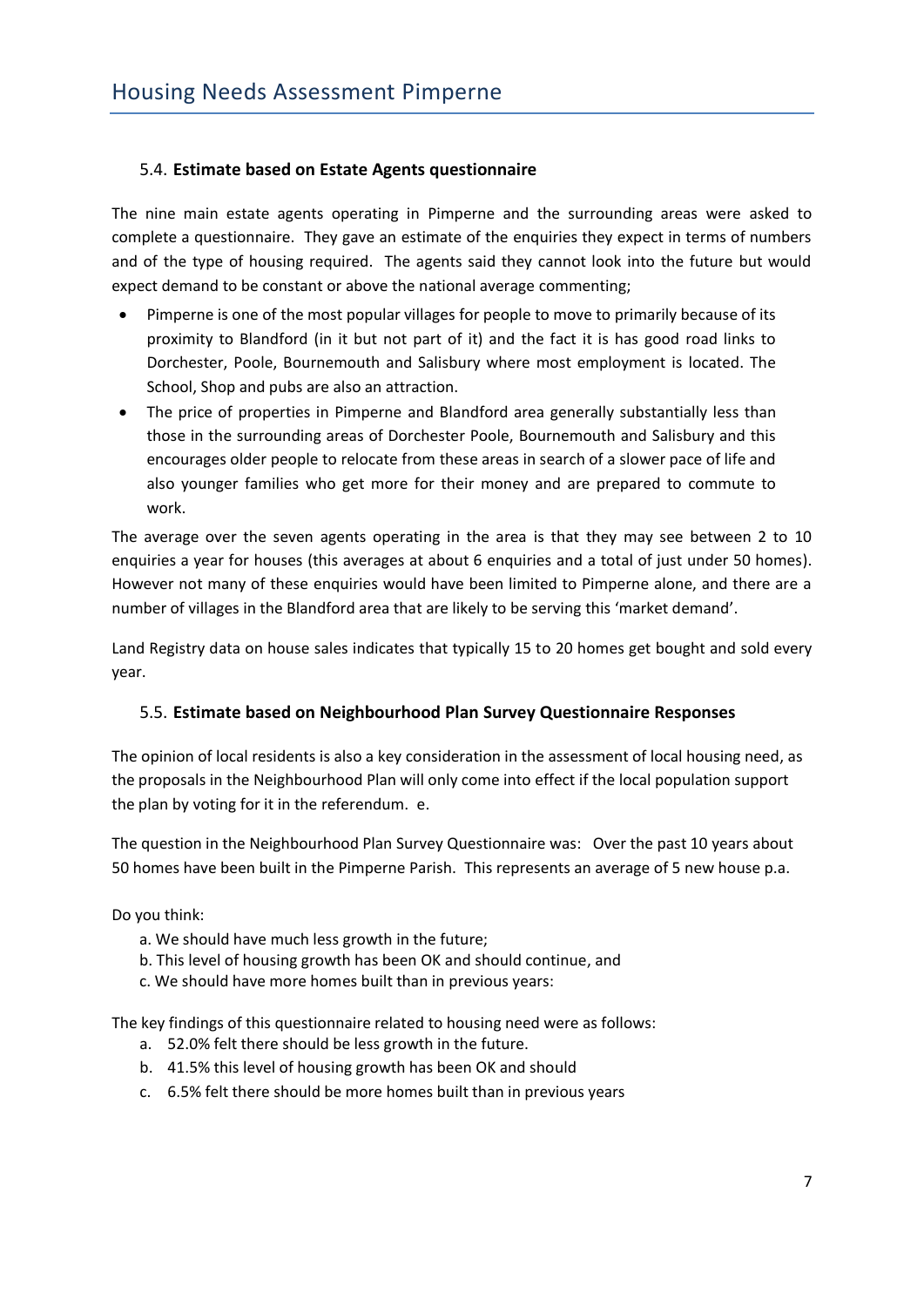### 5.4. **Estimate based on Estate Agents questionnaire**

The nine main estate agents operating in Pimperne and the surrounding areas were asked to complete a questionnaire. They gave an estimate of the enquiries they expect in terms of numbers and of the type of housing required. The agents said they cannot look into the future but would expect demand to be constant or above the national average commenting;

- Pimperne is one of the most popular villages for people to move to primarily because of its proximity to Blandford (in it but not part of it) and the fact it is has good road links to Dorchester, Poole, Bournemouth and Salisbury where most employment is located. The School, Shop and pubs are also an attraction.
- The price of properties in Pimperne and Blandford area generally substantially less than those in the surrounding areas of Dorchester Poole, Bournemouth and Salisbury and this encourages older people to relocate from these areas in search of a slower pace of life and also younger families who get more for their money and are prepared to commute to work.

The average over the seven agents operating in the area is that they may see between 2 to 10 enquiries a year for houses (this averages at about 6 enquiries and a total of just under 50 homes). However not many of these enquiries would have been limited to Pimperne alone, and there are a number of villages in the Blandford area that are likely to be serving this 'market demand'.

Land Registry data on house sales indicates that typically 15 to 20 homes get bought and sold every year.

### 5.5. **Estimate based on Neighbourhood Plan Survey Questionnaire Responses**

The opinion of local residents is also a key consideration in the assessment of local housing need, as the proposals in the Neighbourhood Plan will only come into effect if the local population support the plan by voting for it in the referendum. e.

The question in the Neighbourhood Plan Survey Questionnaire was: Over the past 10 years about 50 homes have been built in the Pimperne Parish. This represents an average of 5 new house p.a.

Do you think:

a. We should have much less growth in the future;
b. This level of housing growth has been OK and should continue, and
c. We should have more homes built than in previous years:

The key findings of this questionnaire related to housing need were as follows:

a. 52.0% felt there should be less growth in the future.
b. 41.5% this level of housing growth has been OK and should
c. 6.5% felt there should be more homes built than in previous years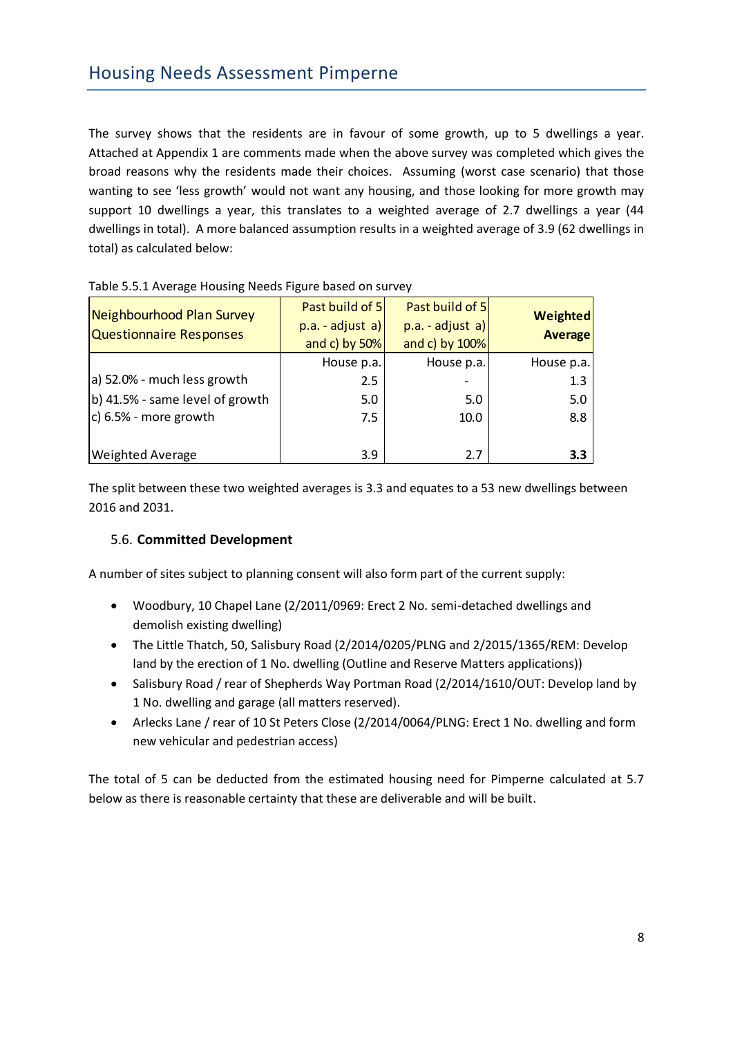The survey shows that the residents are in favour of some growth, up to 5 dwellings a year. Attached at Appendix 1 are comments made when the above survey was completed which gives the broad reasons why the residents made their choices. Assuming (worst case scenario) that those wanting to see 'less growth' would not want any housing, and those looking for more growth may support 10 dwellings a year, this translates to a weighted average of 2.7 dwellings a year (44 dwellings in total). A more balanced assumption results in a weighted average of 3.9 (62 dwellings in total) as calculated below:

Table 5.5.1 Average Housing Needs Figure based on survey

| Neighbourhood Plan Survey Questionnaire Responses | Past build of 5 p.a. - adjust a) and c) by 50% | Past build of 5 p.a. - adjust a) and c) by 100% | **Weighted Average** |
|---|---|---|---|
| | House p.a. | House p.a. | House p.a. |
| a) 52.0% - much less growth | 2.5 | - | 1.3 |
| b) 41.5% - same level of growth | 5.0 | 5.0 | 5.0 |
| c) 6.5% - more growth | 7.5 | 10.0 | 8.8 |
| Weighted Average | 3.9 | 2.7 | **3.3** |

The split between these two weighted averages is 3.3 and equates to a 53 new dwellings between 2016 and 2031.

### 5.6. **Committed Development**

A number of sites subject to planning consent will also form part of the current supply:

- Woodbury, 10 Chapel Lane (2/2011/0969: Erect 2 No. semi-detached dwellings and demolish existing dwelling)
- The Little Thatch, 50, Salisbury Road (2/2014/0205/PLNG and 2/2015/1365/REM: Develop land by the erection of 1 No. dwelling (Outline and Reserve Matters applications))
- Salisbury Road / rear of Shepherds Way Portman Road (2/2014/1610/OUT: Develop land by 1 No. dwelling and garage (all matters reserved).
- Arlecks Lane / rear of 10 St Peters Close (2/2014/0064/PLNG: Erect 1 No. dwelling and form new vehicular and pedestrian access)

The total of 5 can be deducted from the estimated housing need for Pimperne calculated at 5.7 below as there is reasonable certainty that these are deliverable and will be built.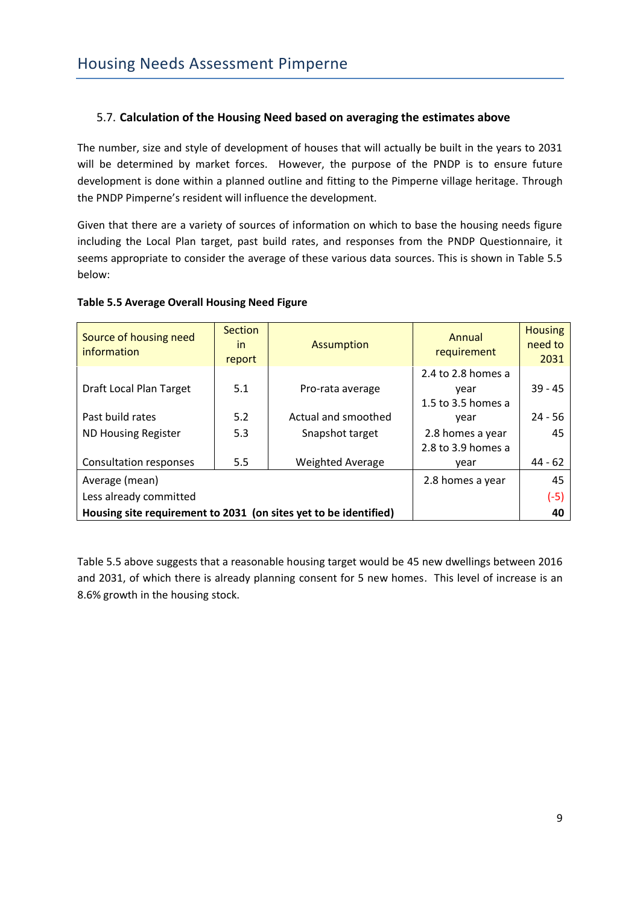## 5.7. **Calculation of the Housing Need based on averaging the estimates above**

The number, size and style of development of houses that will actually be built in the years to 2031 will be determined by market forces. However, the purpose of the PNDP is to ensure future development is done within a planned outline and fitting to the Pimperne village heritage. Through the PNDP Pimperne's resident will influence the development.

Given that there are a variety of sources of information on which to base the housing needs figure including the Local Plan target, past build rates, and responses from the PNDP Questionnaire, it seems appropriate to consider the average of these various data sources. This is shown in Table 5.5 below:

**Table 5.5 Average Overall Housing Need Figure**

| Source of housing need information | Section in report | Assumption | Annual requirement | Housing need to 2031 |
|---|---|---|---|---|
| Draft Local Plan Target | 5.1 | Pro-rata average | 2.4 to 2.8 homes a year | 39 - 45 |
| Past build rates | 5.2 | Actual and smoothed | 1.5 to 3.5 homes a year | 24 - 56 |
| ND Housing Register | 5.3 | Snapshot target | 2.8 homes a year | 45 |
| Consultation responses | 5.5 | Weighted Average | 2.8 to 3.9 homes a year | 44 - 62 |
| Average (mean) | | | 2.8 homes a year | 45 |
| Less already committed | | | | (-5) |
| **Housing site requirement to 2031 (on sites yet to be identified)** | | | | **40** |

Table 5.5 above suggests that a reasonable housing target would be 45 new dwellings between 2016 and 2031, of which there is already planning consent for 5 new homes. This level of increase is an 8.6% growth in the housing stock.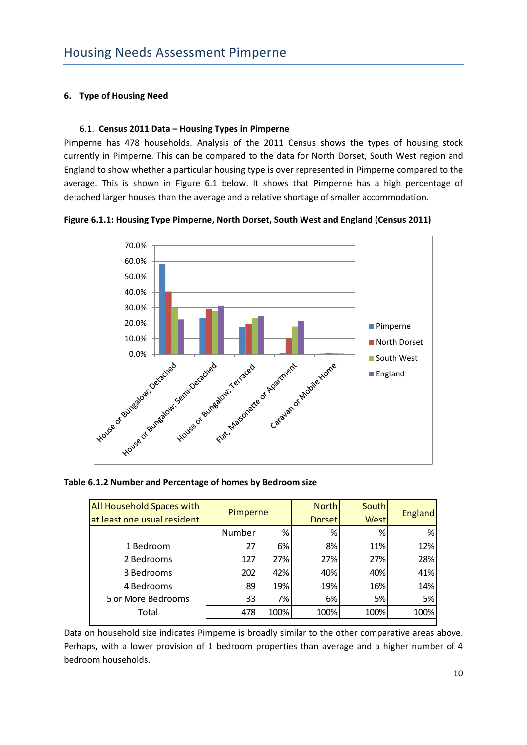## 6. Type of Housing Need

### 6.1. Census 2011 Data – Housing Types in Pimperne

Pimperne has 478 households. Analysis of the 2011 Census shows the types of housing stock currently in Pimperne. This can be compared to the data for North Dorset, South West region and England to show whether a particular housing type is over represented in Pimperne compared to the average. This is shown in Figure 6.1 below. It shows that Pimperne has a high percentage of detached larger houses than the average and a relative shortage of smaller accommodation.

**Figure 6.1.1: Housing Type Pimperne, North Dorset, South West and England (Census 2011)**

**Table 6.1.2 Number and Percentage of homes by Bedroom size**

| All Household Spaces with at least one usual resident | Pimperne | | North Dorset | South West | England |
|---|---|---|---|---|---|
| | Number | % | % | % | % |
| 1 Bedroom | 27 | 6% | 8% | 11% | 12% |
| 2 Bedrooms | 127 | 27% | 27% | 27% | 28% |
| 3 Bedrooms | 202 | 42% | 40% | 40% | 41% |
| 4 Bedrooms | 89 | 19% | 19% | 16% | 14% |
| 5 or More Bedrooms | 33 | 7% | 6% | 5% | 5% |
| Total | 478 | 100% | 100% | 100% | 100% |

Data on household size indicates Pimperne is broadly similar to the other comparative areas above. Perhaps, with a lower provision of 1 bedroom properties than average and a higher number of 4 bedroom households.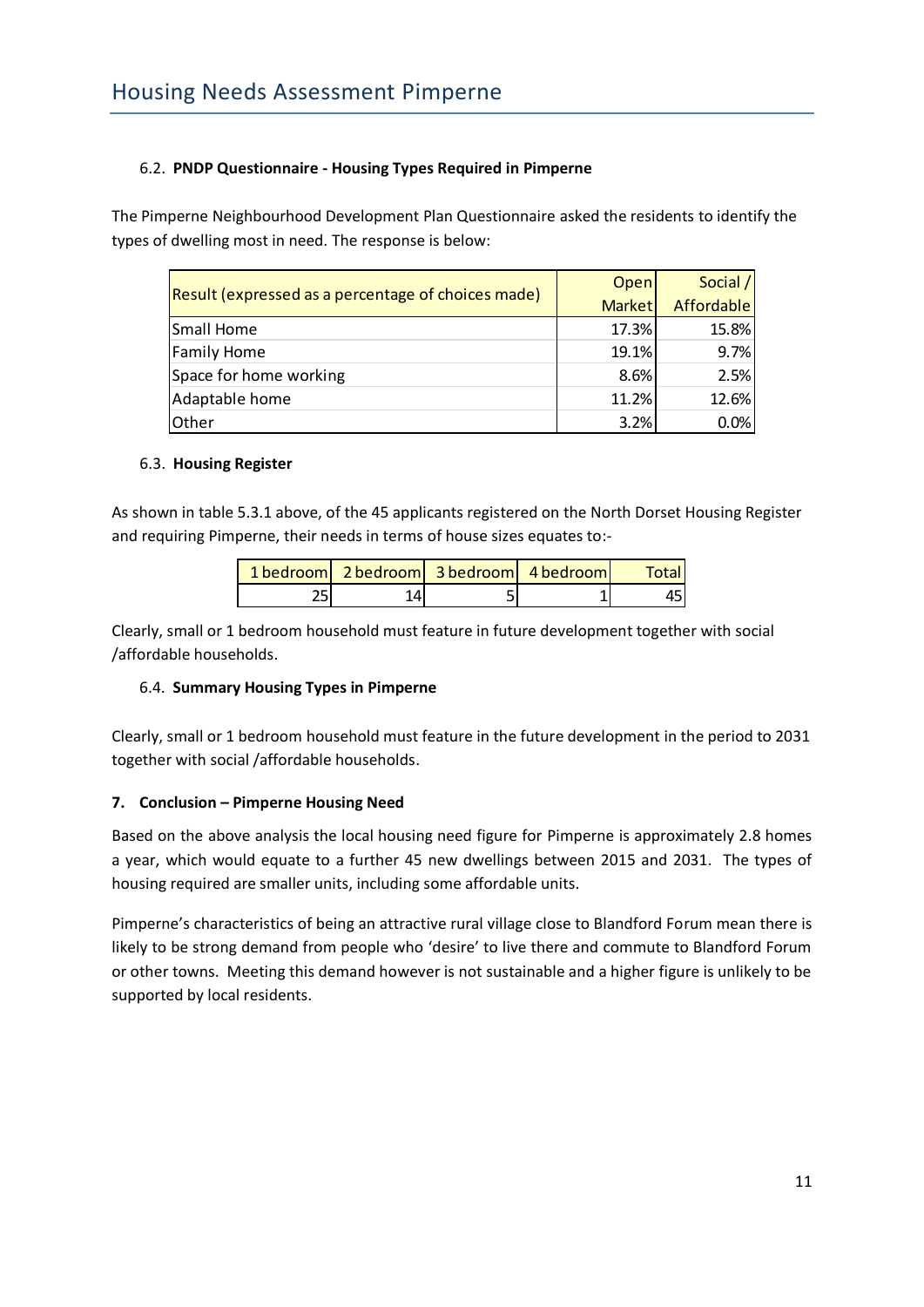### 6.2. PNDP Questionnaire - Housing Types Required in Pimperne

The Pimperne Neighbourhood Development Plan Questionnaire asked the residents to identify the types of dwelling most in need. The response is below:

| Result (expressed as a percentage of choices made) | Open Market | Social / Affordable |
|---|---|---|
| Small Home | 17.3% | 15.8% |
| Family Home | 19.1% | 9.7% |
| Space for home working | 8.6% | 2.5% |
| Adaptable home | 11.2% | 12.6% |
| Other | 3.2% | 0.0% |

### 6.3. Housing Register

As shown in table 5.3.1 above, of the 45 applicants registered on the North Dorset Housing Register and requiring Pimperne, their needs in terms of house sizes equates to:-

| 1 bedroom | 2 bedroom | 3 bedroom | 4 bedroom | Total |
|---|---|---|---|---|
| 25 | 14 | 5 | 1 | 45 |

Clearly, small or 1 bedroom household must feature in future development together with social /affordable households.

### 6.4. Summary Housing Types in Pimperne

Clearly, small or 1 bedroom household must feature in the future development in the period to 2031 together with social /affordable households.

## 7. Conclusion – Pimperne Housing Need

Based on the above analysis the local housing need figure for Pimperne is approximately 2.8 homes a year, which would equate to a further 45 new dwellings between 2015 and 2031. The types of housing required are smaller units, including some affordable units.

Pimperne's characteristics of being an attractive rural village close to Blandford Forum mean there is likely to be strong demand from people who 'desire' to live there and commute to Blandford Forum or other towns. Meeting this demand however is not sustainable and a higher figure is unlikely to be supported by local residents.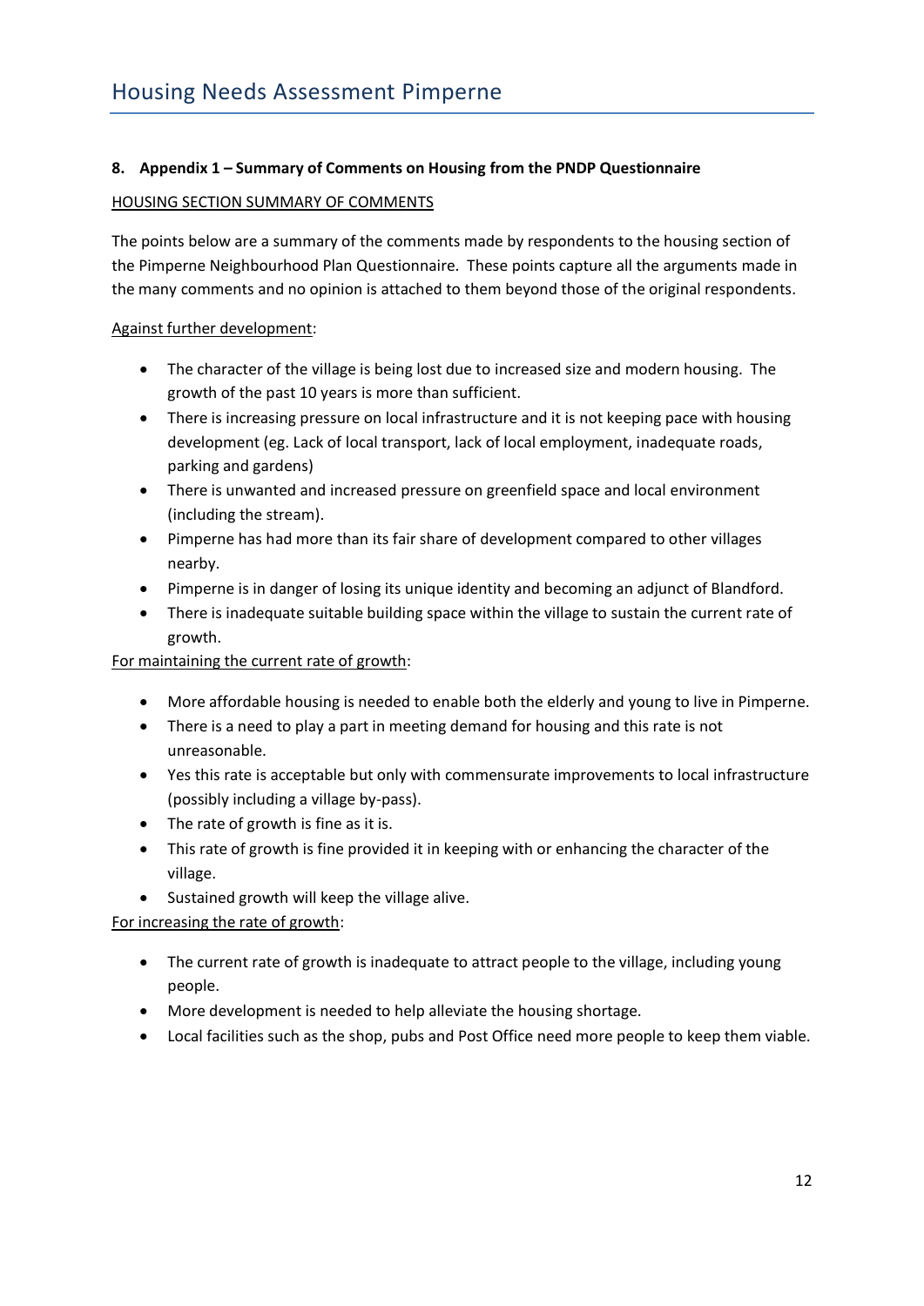## 8. Appendix 1 – Summary of Comments on Housing from the PNDP Questionnaire

HOUSING SECTION SUMMARY OF COMMENTS

The points below are a summary of the comments made by respondents to the housing section of the Pimperne Neighbourhood Plan Questionnaire. These points capture all the arguments made in the many comments and no opinion is attached to them beyond those of the original respondents.

Against further development:

- The character of the village is being lost due to increased size and modern housing. The growth of the past 10 years is more than sufficient.
- There is increasing pressure on local infrastructure and it is not keeping pace with housing development (eg. Lack of local transport, lack of local employment, inadequate roads, parking and gardens)
- There is unwanted and increased pressure on greenfield space and local environment (including the stream).
- Pimperne has had more than its fair share of development compared to other villages nearby.
- Pimperne is in danger of losing its unique identity and becoming an adjunct of Blandford.
- There is inadequate suitable building space within the village to sustain the current rate of growth.

For maintaining the current rate of growth:

- More affordable housing is needed to enable both the elderly and young to live in Pimperne.
- There is a need to play a part in meeting demand for housing and this rate is not unreasonable.
- Yes this rate is acceptable but only with commensurate improvements to local infrastructure (possibly including a village by-pass).
- The rate of growth is fine as it is.
- This rate of growth is fine provided it in keeping with or enhancing the character of the village.
- Sustained growth will keep the village alive.

For increasing the rate of growth:

- The current rate of growth is inadequate to attract people to the village, including young people.
- More development is needed to help alleviate the housing shortage.
- Local facilities such as the shop, pubs and Post Office need more people to keep them viable.